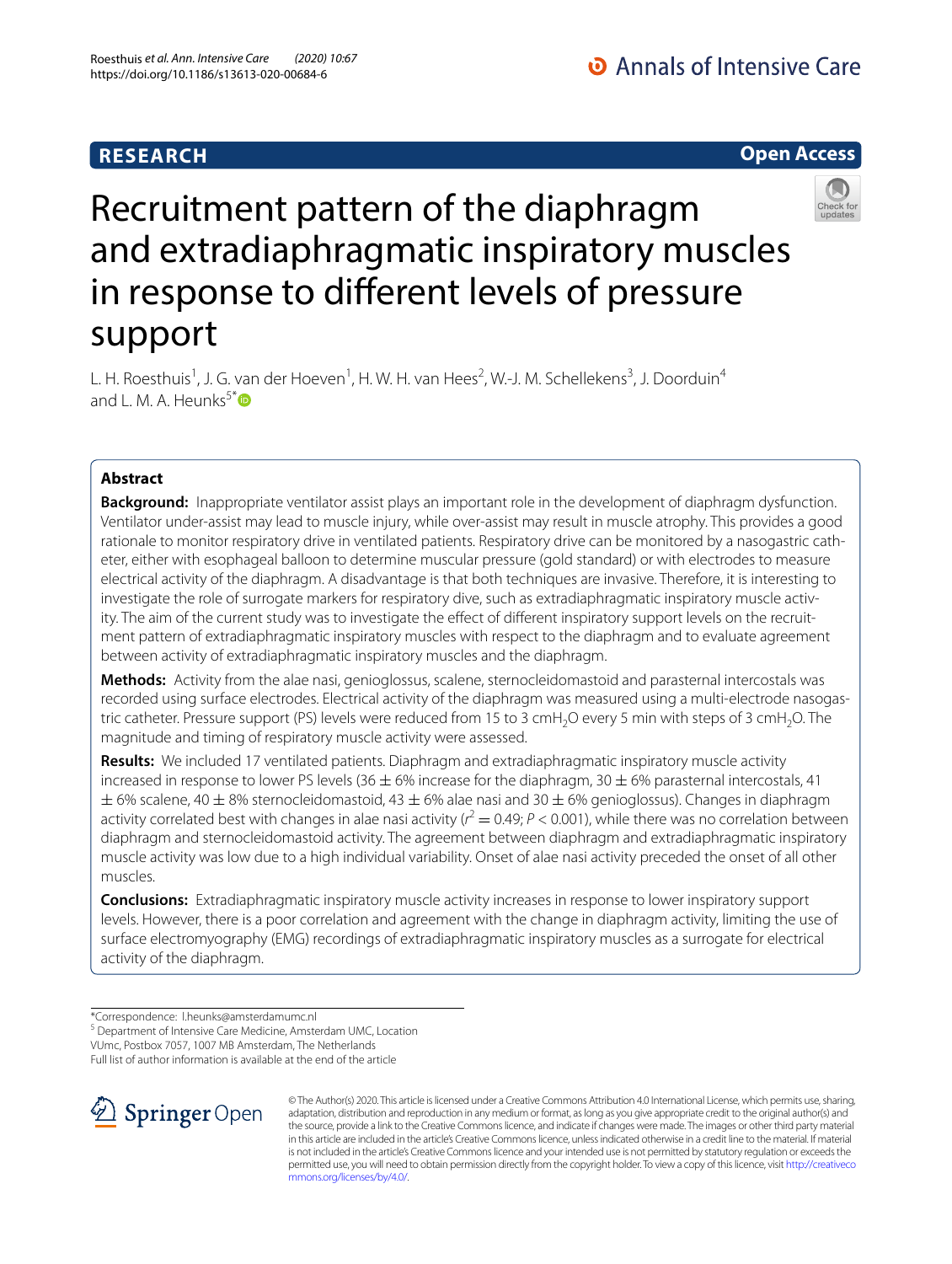RESEARCH

Open Access

# Recruitment pattern of the diaphragm and extradiaphragmatic inspiratory muscles in response to different levels of pressure support

L. H. Roesthuis[1], J. G. van der Hoeven[1], H. W. H. van Hees[2], W.-J. M. Schellekens[3], J. Doorduin[4] and L. M. A. Heunks[5*]

## Abstract

**Background:** Inappropriate ventilator assist plays an important role in the development of diaphragm dysfunction. Ventilator under-assist may lead to muscle injury, while over-assist may result in muscle atrophy. This provides a good rationale to monitor respiratory drive in ventilated patients. Respiratory drive can be monitored by a nasogastric catheter, either with esophageal balloon to determine muscular pressure (gold standard) or with electrodes to measure electrical activity of the diaphragm. A disadvantage is that both techniques are invasive. Therefore, it is interesting to investigate the role of surrogate markers for respiratory dive, such as extradiaphragmatic inspiratory muscle activity. The aim of the current study was to investigate the effect of different inspiratory support levels on the recruitment pattern of extradiaphragmatic inspiratory muscles with respect to the diaphragm and to evaluate agreement between activity of extradiaphragmatic inspiratory muscles and the diaphragm.

**Methods:** Activity from the alae nasi, genioglossus, scalene, sternocleidomastoid and parasternal intercostals was recorded using surface electrodes. Electrical activity of the diaphragm was measured using a multi-electrode nasogastric catheter. Pressure support (PS) levels were reduced from 15 to 3 $cmH_2O$ every 5 min with steps of 3 $cmH_2O$. The magnitude and timing of respiratory muscle activity were assessed.

**Results:** We included 17 ventilated patients. Diaphragm and extradiaphragmatic inspiratory muscle activity increased in response to lower PS levels (36 ± 6% increase for the diaphragm, 30 ± 6% parasternal intercostals, 41 ± 6% scalene, 40 ± 8% sternocleidomastoid, 43 ± 6% alae nasi and 30 ± 6% genioglossus). Changes in diaphragm activity correlated best with changes in alae nasi activity ($r^2 = 0.49$; $P < 0.001$), while there was no correlation between diaphragm and sternocleidomastoid activity. The agreement between diaphragm and extradiaphragmatic inspiratory muscle activity was low due to a high individual variability. Onset of alae nasi activity preceded the onset of all other muscles.

**Conclusions:** Extradiaphragmatic inspiratory muscle activity increases in response to lower inspiratory support levels. However, there is a poor correlation and agreement with the change in diaphragm activity, limiting the use of surface electromyography (EMG) recordings of extradiaphragmatic inspiratory muscles as a surrogate for electrical activity of the diaphragm.

*Correspondence: l.heunks@amsterdamumc.nl
[5] Department of Intensive Care Medicine, Amsterdam UMC, Location VUmc, Postbox 7057, 1007 MB Amsterdam, The Netherlands
Full list of author information is available at the end of the article

© The Author(s) 2020. This article is licensed under a Creative Commons Attribution 4.0 International License, which permits use, sharing, adaptation, distribution and reproduction in any medium or format, as long as you give appropriate credit to the original author(s) and the source, provide a link to the Creative Commons licence, and indicate if changes were made. The images or other third party material in this article are included in the article's Creative Commons licence, unless indicated otherwise in a credit line to the material. If material is not included in the article's Creative Commons licence and your intended use is not permitted by statutory regulation or exceeds the permitted use, you will need to obtain permission directly from the copyright holder. To view a copy of this licence, visit http://creativecommons.org/licenses/by/4.0/.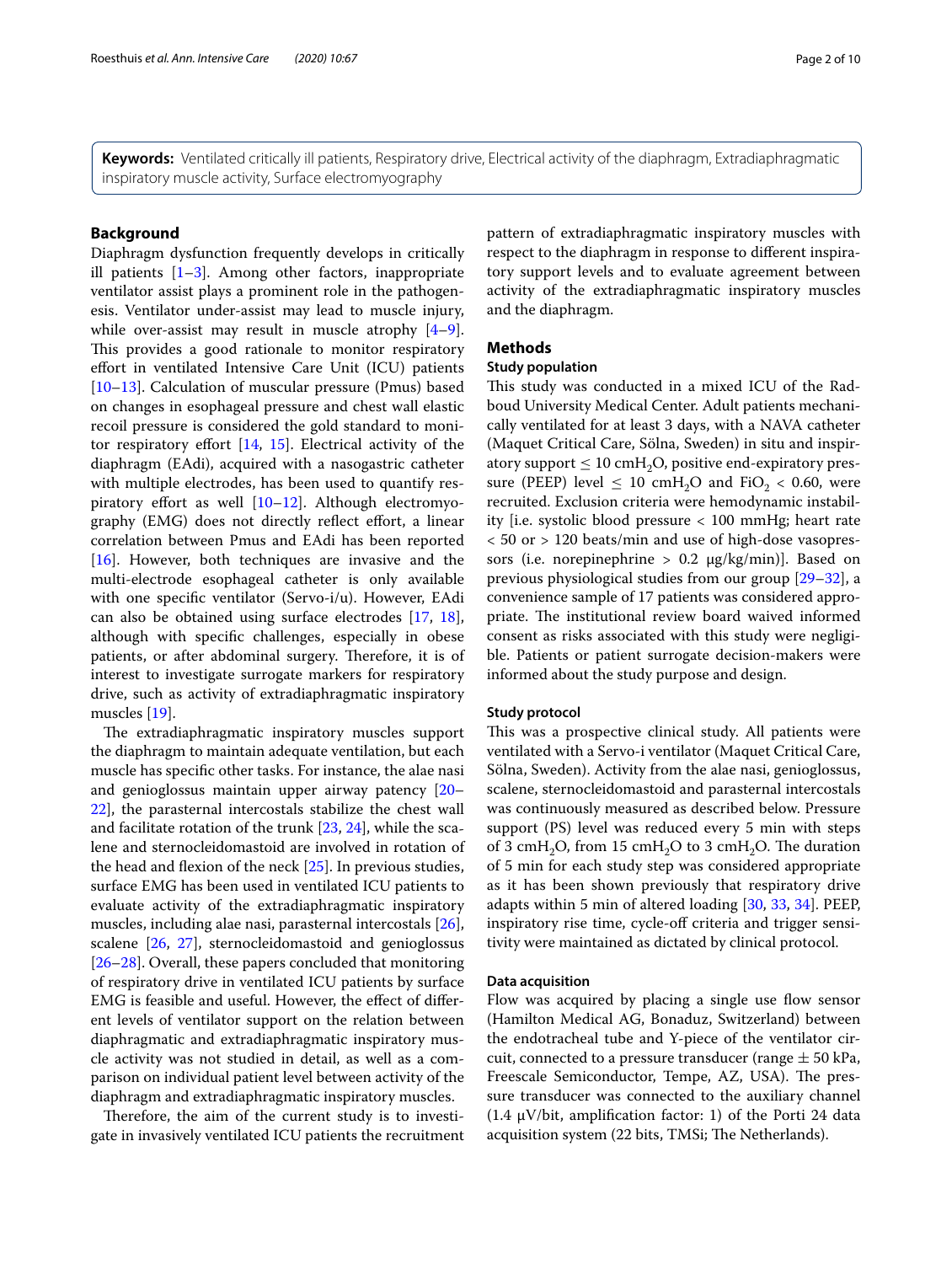**Keywords:** Ventilated critically ill patients, Respiratory drive, Electrical activity of the diaphragm, Extradiaphragmatic inspiratory muscle activity, Surface electromyography

## Background

Diaphragm dysfunction frequently develops in critically ill patients [1–3]. Among other factors, inappropriate ventilator assist plays a prominent role in the pathogenesis. Ventilator under-assist may lead to muscle injury, while over-assist may result in muscle atrophy [4–9]. This provides a good rationale to monitor respiratory effort in ventilated Intensive Care Unit (ICU) patients [10–13]. Calculation of muscular pressure (Pmus) based on changes in esophageal pressure and chest wall elastic recoil pressure is considered the gold standard to monitor respiratory effort [14, 15]. Electrical activity of the diaphragm (EAdi), acquired with a nasogastric catheter with multiple electrodes, has been used to quantify respiratory effort as well [10–12]. Although electromyography (EMG) does not directly reflect effort, a linear correlation between Pmus and EAdi has been reported [16]. However, both techniques are invasive and the multi-electrode esophageal catheter is only available with one specific ventilator (Servo-i/u). However, EAdi can also be obtained using surface electrodes [17, 18], although with specific challenges, especially in obese patients, or after abdominal surgery. Therefore, it is of interest to investigate surrogate markers for respiratory drive, such as activity of extradiaphragmatic inspiratory muscles [19].

The extradiaphragmatic inspiratory muscles support the diaphragm to maintain adequate ventilation, but each muscle has specific other tasks. For instance, the alae nasi and genioglossus maintain upper airway patency [20–22], the parasternal intercostals stabilize the chest wall and facilitate rotation of the trunk [23, 24], while the scalene and sternocleidomastoid are involved in rotation of the head and flexion of the neck [25]. In previous studies, surface EMG has been used in ventilated ICU patients to evaluate activity of the extradiaphragmatic inspiratory muscles, including alae nasi, parasternal intercostals [26], scalene [26, 27], sternocleidomastoid and genioglossus [26–28]. Overall, these papers concluded that monitoring of respiratory drive in ventilated ICU patients by surface EMG is feasible and useful. However, the effect of different levels of ventilator support on the relation between diaphragmatic and extradiaphragmatic inspiratory muscle activity was not studied in detail, as well as a comparison on individual patient level between activity of the diaphragm and extradiaphragmatic inspiratory muscles.

Therefore, the aim of the current study is to investigate in invasively ventilated ICU patients the recruitment pattern of extradiaphragmatic inspiratory muscles with respect to the diaphragm in response to different inspiratory support levels and to evaluate agreement between activity of the extradiaphragmatic inspiratory muscles and the diaphragm.

## Methods

### Study population

This study was conducted in a mixed ICU of the Radboud University Medical Center. Adult patients mechanically ventilated for at least 3 days, with a NAVA catheter (Maquet Critical Care, Sölna, Sweden) in situ and inspiratory support ≤ 10 $cmH_2O$, positive end-expiratory pressure (PEEP) level ≤ 10 $cmH_2O$ and $FiO_2$ < 0.60, were recruited. Exclusion criteria were hemodynamic instability [i.e. systolic blood pressure < 100 mmHg; heart rate < 50 or > 120 beats/min and use of high-dose vasopressors (i.e. norepinephrine > 0.2 μg/kg/min)]. Based on previous physiological studies from our group [29–32], a convenience sample of 17 patients was considered appropriate. The institutional review board waived informed consent as risks associated with this study were negligible. Patients or patient surrogate decision-makers were informed about the study purpose and design.

### Study protocol

This was a prospective clinical study. All patients were ventilated with a Servo-i ventilator (Maquet Critical Care, Sölna, Sweden). Activity from the alae nasi, genioglossus, scalene, sternocleidomastoid and parasternal intercostals was continuously measured as described below. Pressure support (PS) level was reduced every 5 min with steps of 3 $cmH_2O$, from 15 $cmH_2O$ to 3 $cmH_2O$. The duration of 5 min for each study step was considered appropriate as it has been shown previously that respiratory drive adapts within 5 min of altered loading [30, 33, 34]. PEEP, inspiratory rise time, cycle-off criteria and trigger sensitivity were maintained as dictated by clinical protocol.

### Data acquisition

Flow was acquired by placing a single use flow sensor (Hamilton Medical AG, Bonaduz, Switzerland) between the endotracheal tube and Y-piece of the ventilator circuit, connected to a pressure transducer (range ± 50 kPa, Freescale Semiconductor, Tempe, AZ, USA). The pressure transducer was connected to the auxiliary channel (1.4 μV/bit, amplification factor: 1) of the Porti 24 data acquisition system (22 bits, TMSi; The Netherlands).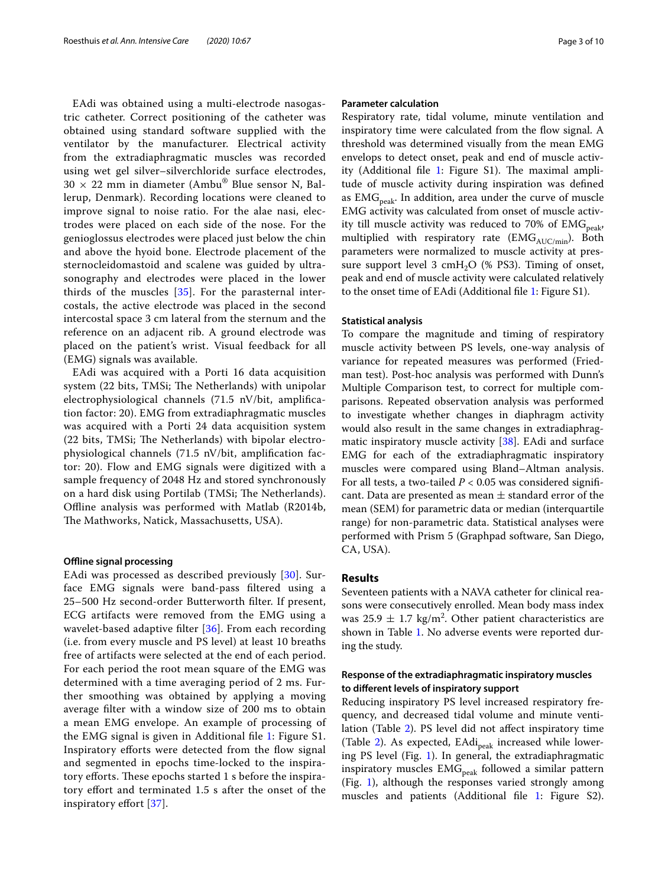EAdi was obtained using a multi-electrode nasogastric catheter. Correct positioning of the catheter was obtained using standard software supplied with the ventilator by the manufacturer. Electrical activity from the extradiaphragmatic muscles was recorded using wet gel silver–silverchloride surface electrodes, 30 × 22 mm in diameter (Ambu® Blue sensor N, Ballerup, Denmark). Recording locations were cleaned to improve signal to noise ratio. For the alae nasi, electrodes were placed on each side of the nose. For the genioglossus electrodes were placed just below the chin and above the hyoid bone. Electrode placement of the sternocleidomastoid and scalene was guided by ultrasonography and electrodes were placed in the lower thirds of the muscles [35]. For the parasternal intercostals, the active electrode was placed in the second intercostal space 3 cm lateral from the sternum and the reference on an adjacent rib. A ground electrode was placed on the patient's wrist. Visual feedback for all (EMG) signals was available.

EAdi was acquired with a Porti 16 data acquisition system (22 bits, TMSi; The Netherlands) with unipolar electrophysiological channels (71.5 nV/bit, amplification factor: 20). EMG from extradiaphragmatic muscles was acquired with a Porti 24 data acquisition system (22 bits, TMSi; The Netherlands) with bipolar electrophysiological channels (71.5 nV/bit, amplification factor: 20). Flow and EMG signals were digitized with a sample frequency of 2048 Hz and stored synchronously on a hard disk using Portilab (TMSi; The Netherlands). Offline analysis was performed with Matlab (R2014b, The Mathworks, Natick, Massachusetts, USA).

#### Offline signal processing

EAdi was processed as described previously [30]. Surface EMG signals were band-pass filtered using a 25–500 Hz second-order Butterworth filter. If present, ECG artifacts were removed from the EMG using a wavelet-based adaptive filter [36]. From each recording (i.e. from every muscle and PS level) at least 10 breaths free of artifacts were selected at the end of each period. For each period the root mean square of the EMG was determined with a time averaging period of 2 ms. Further smoothing was obtained by applying a moving average filter with a window size of 200 ms to obtain a mean EMG envelope. An example of processing of the EMG signal is given in Additional file 1: Figure S1. Inspiratory efforts were detected from the flow signal and segmented in epochs time-locked to the inspiratory efforts. These epochs started 1 s before the inspiratory effort and terminated 1.5 s after the onset of the inspiratory effort [37].

#### Parameter calculation

Respiratory rate, tidal volume, minute ventilation and inspiratory time were calculated from the flow signal. A threshold was determined visually from the mean EMG envelops to detect onset, peak and end of muscle activity (Additional file 1: Figure S1). The maximal amplitude of muscle activity during inspiration was defined as $EMG_{peak}$. In addition, area under the curve of muscle EMG activity was calculated from onset of muscle activity till muscle activity was reduced to 70% of $EMG_{peak}$, multiplied with respiratory rate ($EMG_{AUC/min}$). Both parameters were normalized to muscle activity at pressure support level 3 $cmH_2O$ (% PS3). Timing of onset, peak and end of muscle activity were calculated relatively to the onset time of EAdi (Additional file 1: Figure S1).

#### Statistical analysis

To compare the magnitude and timing of respiratory muscle activity between PS levels, one-way analysis of variance for repeated measures was performed (Friedman test). Post-hoc analysis was performed with Dunn's Multiple Comparison test, to correct for multiple comparisons. Repeated observation analysis was performed to investigate whether changes in diaphragm activity would also result in the same changes in extradiaphragmatic inspiratory muscle activity [38]. EAdi and surface EMG for each of the extradiaphragmatic inspiratory muscles were compared using Bland–Altman analysis. For all tests, a two-tailed $P < 0.05$ was considered significant. Data are presented as mean ± standard error of the mean (SEM) for parametric data or median (interquartile range) for non-parametric data. Statistical analyses were performed with Prism 5 (Graphpad software, San Diego, CA, USA).

## Results

Seventeen patients with a NAVA catheter for clinical reasons were consecutively enrolled. Mean body mass index was 25.9 ± 1.7 $kg/m^2$. Other patient characteristics are shown in Table 1. No adverse events were reported during the study.

#### Response of the extradiaphragmatic inspiratory muscles to different levels of inspiratory support

Reducing inspiratory PS level increased respiratory frequency, and decreased tidal volume and minute ventilation (Table 2). PS level did not affect inspiratory time (Table 2). As expected, $EAdi_{peak}$ increased while lowering PS level (Fig. 1). In general, the extradiaphragmatic inspiratory muscles $EMG_{peak}$ followed a similar pattern (Fig. 1), although the responses varied strongly among muscles and patients (Additional file 1: Figure S2).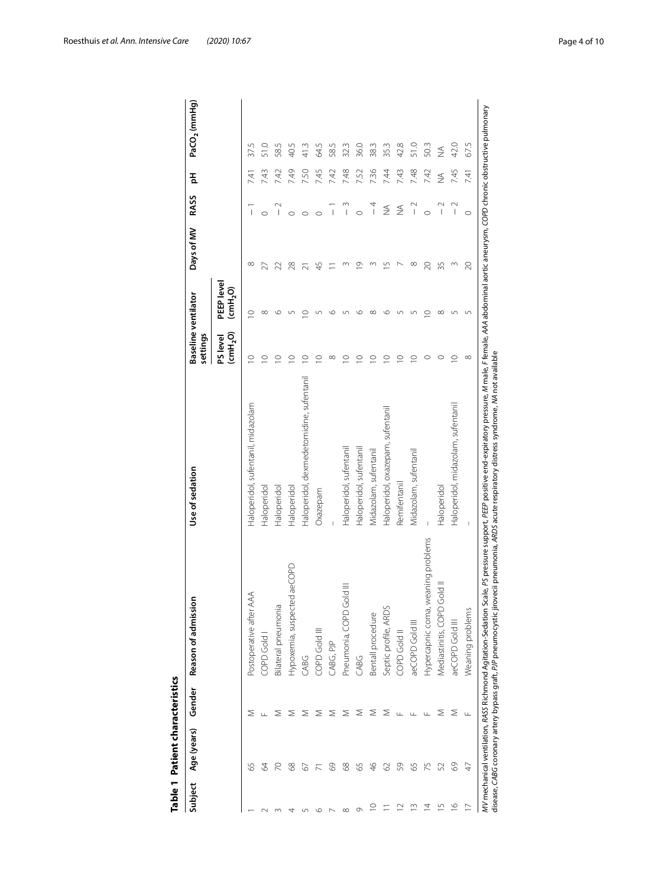**Table 1 Patient characteristics**

| Subject | Age (years) | Gender | Reason of admission | Use of sedation | Baseline ventilator settings | | Days of MV | RASS | pH | $PaCO_2$ (mmHg) |
|---|---|---|---|---|---|---|---|---|---|---|
| | | | | | PS level ($cmH_2O$) | PEEP level ($cmH_2O$) | | | | |
| 1 | 65 | M | Postoperative after AAA | Haloperidol, sufentanil, midazolam | 10 | 10 | 8 | −1 | 7.41 | 37.5 |
| 2 | 64 | F | COPD Gold I | Haloperidol | 10 | 8 | 27 | 0 | 7.43 | 51.0 |
| 3 | 70 | M | Bilateral pneumonia | Haloperidol | 10 | 6 | 22 | −2 | 7.42 | 58.5 |
| 4 | 68 | M | Hypoxemia, suspected aeCOPD | Haloperidol | 10 | 5 | 28 | 0 | 7.49 | 40.5 |
| 5 | 67 | M | CABG | Haloperidol, dexmedetomidine, sufentanil | 10 | 10 | 21 | 0 | 7.50 | 41.3 |
| 6 | 71 | M | COPD Gold III | Oxazepam | 10 | 5 | 45 | 0 | 7.45 | 64.5 |
| 7 | 69 | M | CABG, PJP | – | 8 | 6 | 11 | −1 | 7.42 | 58.5 |
| 8 | 68 | M | Pneumonia, COPD Gold III | Haloperidol, sufentanil | 10 | 5 | 3 | −3 | 7.48 | 32.3 |
| 9 | 65 | M | CABG | Haloperidol, sufentanil | 10 | 6 | 19 | 0 | 7.52 | 36.0 |
| 10 | 46 | M | Bentall procedure | Midazolam, sufentanil | 10 | 8 | 3 | −4 | 7.36 | 38.3 |
| 11 | 62 | M | Septic profile, ARDS | Haloperidol, oxazepam, sufentanil | 10 | 6 | 15 | NA | 7.44 | 35.3 |
| 12 | 59 | F | COPD Gold II | Remifentanil | 10 | 5 | 7 | NA | 7.43 | 42.8 |
| 13 | 65 | F | aeCOPD Gold III | Midazolam, sufentanil | 10 | 5 | 8 | −2 | 7.48 | 51.0 |
| 14 | 75 | F | Hypercapnic coma, weaning problems | – | 0 | 10 | 20 | 0 | 7.42 | 50.3 |
| 15 | 52 | M | Mediastinitis, COPD Gold II | Haloperidol | 0 | 8 | 35 | −2 | NA | NA |
| 16 | 69 | M | aeCOPD Gold III | Haloperidol, midazolam, sufentanil | 10 | 5 | 3 | −2 | 7.45 | 42.0 |
| 17 | 47 | F | Weaning problems | – | 8 | 5 | 20 | 0 | 7.41 | 67.5 |

*MV* mechanical ventilation, *RASS* Richmond Agitation-Sedation Scale, *PS* pressure support, *PEEP* positive end-expiratory pressure, *M* male, *F* female, *AAA* abdominal aortic aneurysm, *COPD* chronic obstructive pulmonary disease, *CABG* coronary artery bypass graft, *PJP* pneumocystic jirovecii pneumonia, *ARDS* acute respiratory distress syndrome, *NA* not available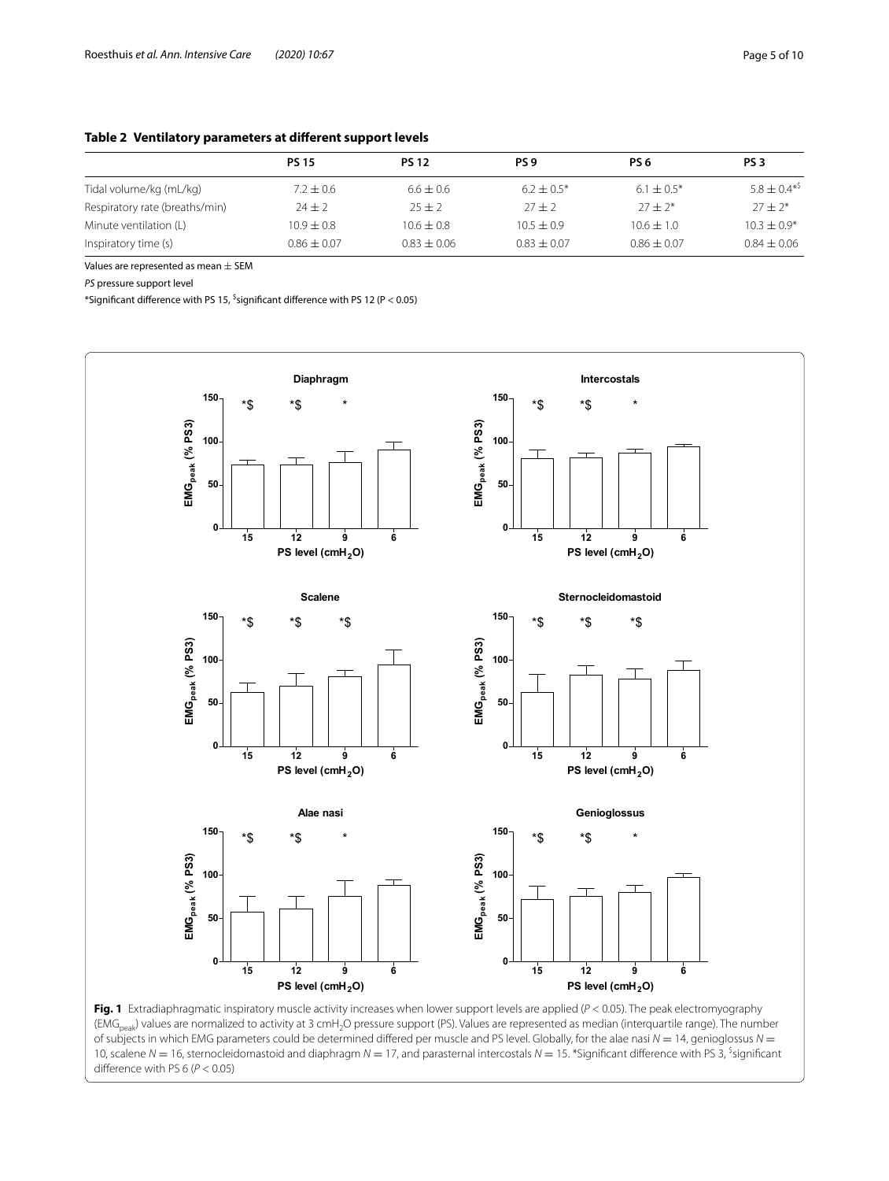**Table 2 Ventilatory parameters at different support levels**

| | PS 15 | PS 12 | PS 9 | PS 6 | PS 3 |
|---|---|---|---|---|---|
| Tidal volume/kg (mL/kg) | 7.2 ± 0.6 | 6.6 ± 0.6 | 6.2 ± 0.5* | 6.1 ± 0.5* | 5.8 ± 0.4*$ |
| Respiratory rate (breaths/min) | 24 ± 2 | 25 ± 2 | 27 ± 2 | 27 ± 2* | 27 ± 2* |
| Minute ventilation (L) | 10.9 ± 0.8 | 10.6 ± 0.8 | 10.5 ± 0.9 | 10.6 ± 1.0 | 10.3 ± 0.9* |
| Inspiratory time (s) | 0.86 ± 0.07 | 0.83 ± 0.06 | 0.83 ± 0.07 | 0.86 ± 0.07 | 0.84 ± 0.06 |

Values are represented as mean ± SEM

*PS* pressure support level

*Significant difference with PS 15, $significant difference with PS 12 (P < 0.05)

**Fig. 1** Extradiaphragmatic inspiratory muscle activity increases when lower support levels are applied ($P < 0.05$). The peak electromyography ($EMG_{peak}$) values are normalized to activity at 3 $cmH_2O$ pressure support (PS). Values are represented as median (interquartile range). The number of subjects in which EMG parameters could be determined differed per muscle and PS level. Globally, for the alae nasi $N = 14$, genioglossus $N = 10$, scalene $N = 16$, sternocleidomastoid and diaphragm $N = 17$, and parasternal intercostals $N = 15$. *Significant difference with PS 3, $significant difference with PS 6 ($P < 0.05$)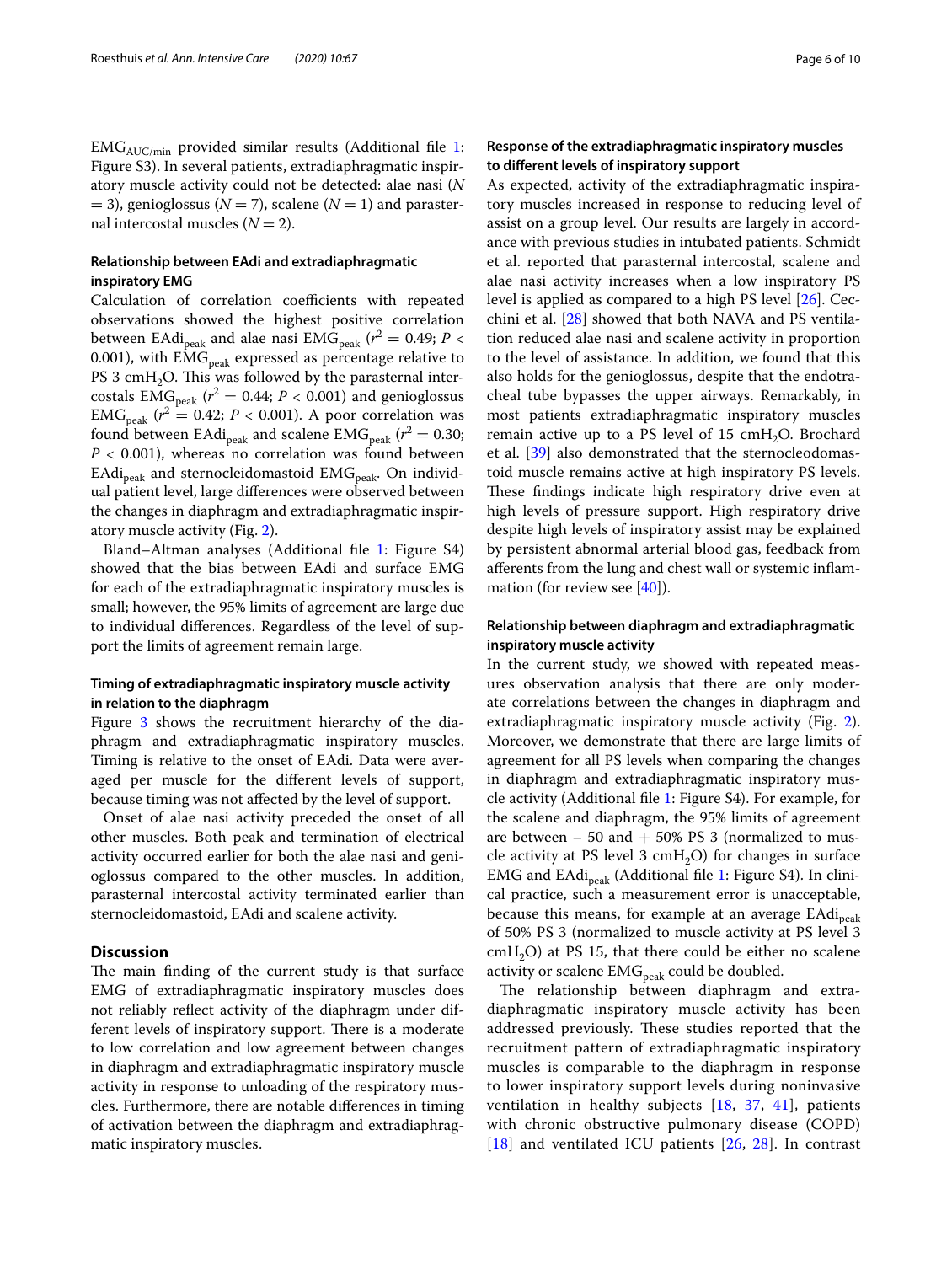$EMG_{AUC/min}$ provided similar results (Additional file 1: Figure S3). In several patients, extradiaphragmatic inspiratory muscle activity could not be detected: alae nasi ($N = 3$), genioglossus ($N = 7$), scalene ($N = 1$) and parasternal intercostal muscles ($N = 2$).

### Relationship between EAdi and extradiaphragmatic inspiratory EMG

Calculation of correlation coefficients with repeated observations showed the highest positive correlation between $EAdi_{peak}$ and alae nasi $EMG_{peak}$ ($r^2 = 0.49$; $P < 0.001$), with $EMG_{peak}$ expressed as percentage relative to PS 3 $cmH_2O$. This was followed by the parasternal intercostals $EMG_{peak}$ ($r^2 = 0.44$; $P < 0.001$) and genioglossus $EMG_{peak}$ ($r^2 = 0.42$; $P < 0.001$). A poor correlation was found between $EAdi_{peak}$ and scalene $EMG_{peak}$ ($r^2 = 0.30$; $P < 0.001$), whereas no correlation was found between $EAdi_{peak}$ and sternocleidomastoid $EMG_{peak}$. On individual patient level, large differences were observed between the changes in diaphragm and extradiaphragmatic inspiratory muscle activity (Fig. 2).

Bland–Altman analyses (Additional file 1: Figure S4) showed that the bias between EAdi and surface EMG for each of the extradiaphragmatic inspiratory muscles is small; however, the 95% limits of agreement are large due to individual differences. Regardless of the level of support the limits of agreement remain large.

### Timing of extradiaphragmatic inspiratory muscle activity in relation to the diaphragm

Figure 3 shows the recruitment hierarchy of the diaphragm and extradiaphragmatic inspiratory muscles. Timing is relative to the onset of EAdi. Data were averaged per muscle for the different levels of support, because timing was not affected by the level of support.

Onset of alae nasi activity preceded the onset of all other muscles. Both peak and termination of electrical activity occurred earlier for both the alae nasi and genioglossus compared to the other muscles. In addition, parasternal intercostal activity terminated earlier than sternocleidomastoid, EAdi and scalene activity.

## Discussion

The main finding of the current study is that surface EMG of extradiaphragmatic inspiratory muscles does not reliably reflect activity of the diaphragm under different levels of inspiratory support. There is a moderate to low correlation and low agreement between changes in diaphragm and extradiaphragmatic inspiratory muscle activity in response to unloading of the respiratory muscles. Furthermore, there are notable differences in timing of activation between the diaphragm and extradiaphragmatic inspiratory muscles.

### Response of the extradiaphragmatic inspiratory muscles to different levels of inspiratory support

As expected, activity of the extradiaphragmatic inspiratory muscles increased in response to reducing level of assist on a group level. Our results are largely in accordance with previous studies in intubated patients. Schmidt et al. reported that parasternal intercostal, scalene and alae nasi activity increases when a low inspiratory PS level is applied as compared to a high PS level [26]. Cecchini et al. [28] showed that both NAVA and PS ventilation reduced alae nasi and scalene activity in proportion to the level of assistance. In addition, we found that this also holds for the genioglossus, despite that the endotracheal tube bypasses the upper airways. Remarkably, in most patients extradiaphragmatic inspiratory muscles remain active up to a PS level of 15 $cmH_2O$. Brochard et al. [39] also demonstrated that the sternocleodomastoid muscle remains active at high inspiratory PS levels. These findings indicate high respiratory drive even at high levels of pressure support. High respiratory drive despite high levels of inspiratory assist may be explained by persistent abnormal arterial blood gas, feedback from afferents from the lung and chest wall or systemic inflammation (for review see [40]).

### Relationship between diaphragm and extradiaphragmatic inspiratory muscle activity

In the current study, we showed with repeated measures observation analysis that there are only moderate correlations between the changes in diaphragm and extradiaphragmatic inspiratory muscle activity (Fig. 2). Moreover, we demonstrate that there are large limits of agreement for all PS levels when comparing the changes in diaphragm and extradiaphragmatic inspiratory muscle activity (Additional file 1: Figure S4). For example, for the scalene and diaphragm, the 95% limits of agreement are between − 50 and + 50% PS 3 (normalized to muscle activity at PS level 3 $cmH_2O$) for changes in surface EMG and $EAdi_{peak}$ (Additional file 1: Figure S4). In clinical practice, such a measurement error is unacceptable, because this means, for example at an average $EAdi_{peak}$ of 50% PS 3 (normalized to muscle activity at PS level 3 $cmH_2O$) at PS 15, that there could be either no scalene activity or scalene $EMG_{peak}$ could be doubled.

The relationship between diaphragm and extradiaphragmatic inspiratory muscle activity has been addressed previously. These studies reported that the recruitment pattern of extradiaphragmatic inspiratory muscles is comparable to the diaphragm in response to lower inspiratory support levels during noninvasive ventilation in healthy subjects [18, 37, 41], patients with chronic obstructive pulmonary disease (COPD) [18] and ventilated ICU patients [26, 28]. In contrast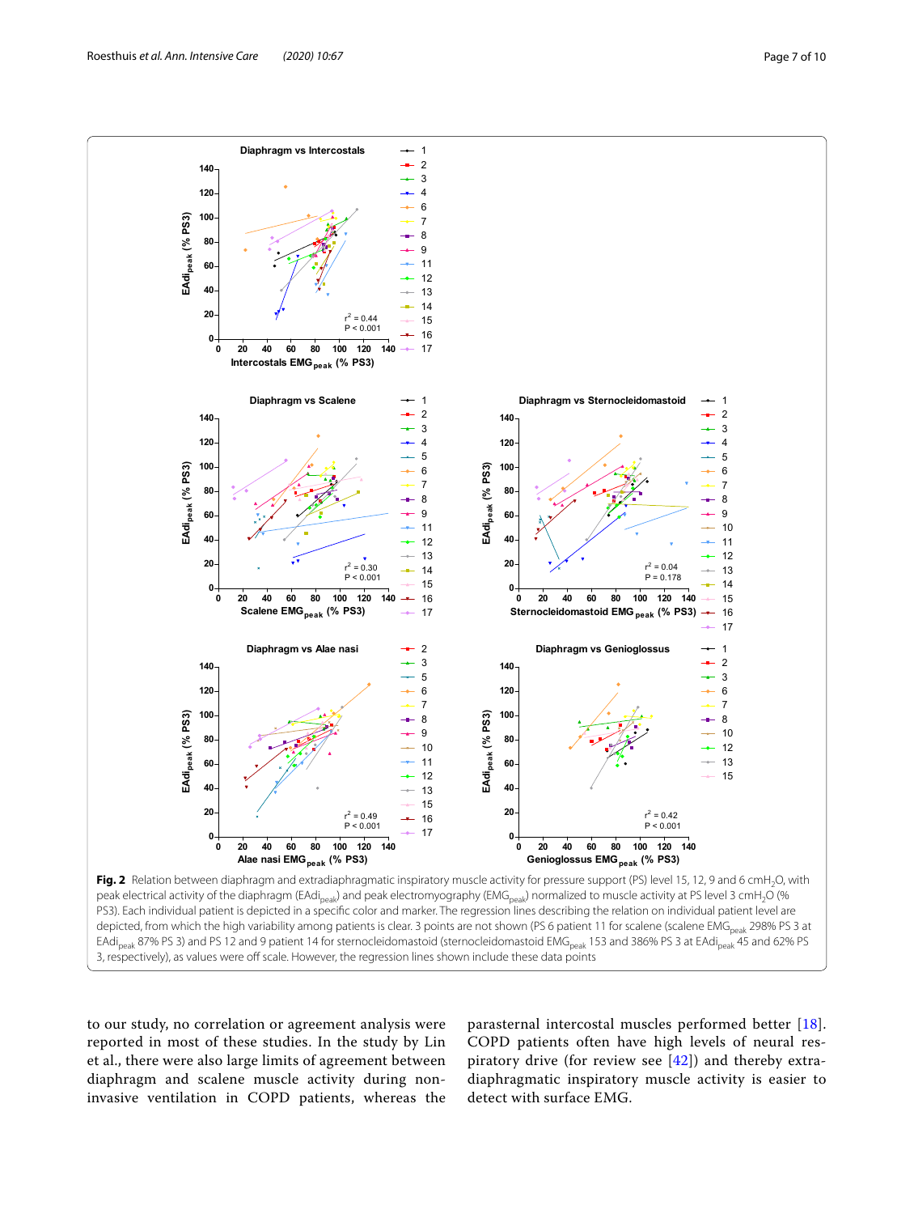**Fig. 2** Relation between diaphragm and extradiaphragmatic inspiratory muscle activity for pressure support (PS) level 15, 12, 9 and 6 $cmH_2O$, with peak electrical activity of the diaphragm ($EAdi_{peak}$) and peak electromyography ($EMG_{peak}$) normalized to muscle activity at PS level 3 $cmH_2O$ (% PS3). Each individual patient is depicted in a specific color and marker. The regression lines describing the relation on individual patient level are depicted, from which the high variability among patients is clear. 3 points are not shown (PS 6 patient 11 for scalene (scalene $EMG_{peak}$ 298% PS 3 at $EAdi_{peak}$ 87% PS 3) and PS 12 and 9 patient 14 for sternocleidomastoid (sternocleidomastoid $EMG_{peak}$ 153 and 386% PS 3 at $EAdi_{peak}$ 45 and 62% PS 3, respectively), as values were off scale. However, the regression lines shown include these data points

to our study, no correlation or agreement analysis were reported in most of these studies. In the study by Lin et al., there were also large limits of agreement between diaphragm and scalene muscle activity during non-invasive ventilation in COPD patients, whereas the parasternal intercostal muscles performed better [18]. COPD patients often have high levels of neural respiratory drive (for review see [42]) and thereby extra-diaphragmatic inspiratory muscle activity is easier to detect with surface EMG.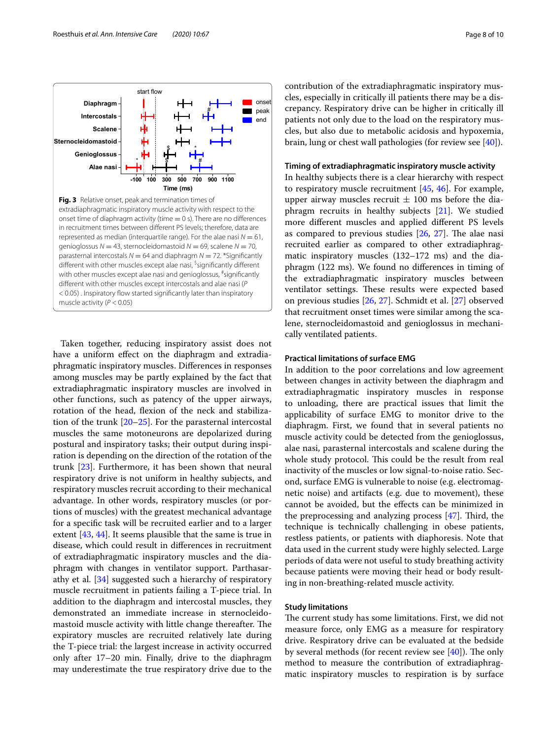**Fig. 3** Relative onset, peak and termination times of extradiaphragmatic inspiratory muscle activity with respect to the onset time of diaphragm activity (time = 0 s). There are no differences in recruitment times between different PS levels; therefore, data are represented as median (interquartile range). For the alae nasi $N = 61$, genioglossus $N = 43$, sternocleidomastoid $N = 69$, scalene $N = 70$, parasternal intercostals $N = 64$ and diaphragm $N = 72$. *Significantly different with other muscles except alae nasi, $significantly different with other muscles except alae nasi and genioglossus, #significantly different with other muscles except intercostals and alae nasi ($P < 0.05$) . Inspiratory flow started significantly later than inspiratory muscle activity ($P < 0.05$)

Taken together, reducing inspiratory assist does not have a uniform effect on the diaphragm and extradiaphragmatic inspiratory muscles. Differences in responses among muscles may be partly explained by the fact that extradiaphragmatic inspiratory muscles are involved in other functions, such as patency of the upper airways, rotation of the head, flexion of the neck and stabilization of the trunk [20–25]. For the parasternal intercostal muscles the same motoneurons are depolarized during postural and inspiratory tasks; their output during inspiration is depending on the direction of the rotation of the trunk [23]. Furthermore, it has been shown that neural respiratory drive is not uniform in healthy subjects, and respiratory muscles recruit according to their mechanical advantage. In other words, respiratory muscles (or portions of muscles) with the greatest mechanical advantage for a specific task will be recruited earlier and to a larger extent [43, 44]. It seems plausible that the same is true in disease, which could result in differences in recruitment of extradiaphragmatic inspiratory muscles and the diaphragm with changes in ventilator support. Parthasarathy et al. [34] suggested such a hierarchy of respiratory muscle recruitment in patients failing a T-piece trial. In addition to the diaphragm and intercostal muscles, they demonstrated an immediate increase in sternocleidomastoid muscle activity with little change thereafter. The expiratory muscles are recruited relatively late during the T-piece trial: the largest increase in activity occurred only after 17–20 min. Finally, drive to the diaphragm may underestimate the true respiratory drive due to the contribution of the extradiaphragmatic inspiratory muscles, especially in critically ill patients there may be a discrepancy. Respiratory drive can be higher in critically ill patients not only due to the load on the respiratory muscles, but also due to metabolic acidosis and hypoxemia, brain, lung or chest wall pathologies (for review see [40]).

### Timing of extradiaphragmatic inspiratory muscle activity

In healthy subjects there is a clear hierarchy with respect to respiratory muscle recruitment [45, 46]. For example, upper airway muscles recruit ± 100 ms before the diaphragm recruits in healthy subjects [21]. We studied more different muscles and applied different PS levels as compared to previous studies [26, 27]. The alae nasi recruited earlier as compared to other extradiaphragmatic inspiratory muscles (132–172 ms) and the diaphragm (122 ms). We found no differences in timing of the extradiaphragmatic inspiratory muscles between ventilator settings. These results were expected based on previous studies [26, 27]. Schmidt et al. [27] observed that recruitment onset times were similar among the scalene, sternocleidomastoid and genioglossus in mechanically ventilated patients.

### Practical limitations of surface EMG

In addition to the poor correlations and low agreement between changes in activity between the diaphragm and extradiaphragmatic inspiratory muscles in response to unloading, there are practical issues that limit the applicability of surface EMG to monitor drive to the diaphragm. First, we found that in several patients no muscle activity could be detected from the genioglossus, alae nasi, parasternal intercostals and scalene during the whole study protocol. This could be the result from real inactivity of the muscles or low signal-to-noise ratio. Second, surface EMG is vulnerable to noise (e.g. electromagnetic noise) and artifacts (e.g. due to movement), these cannot be avoided, but the effects can be minimized in the preprocessing and analyzing process [47]. Third, the technique is technically challenging in obese patients, restless patients, or patients with diaphoresis. Note that data used in the current study were highly selected. Large periods of data were not useful to study breathing activity because patients were moving their head or body resulting in non-breathing-related muscle activity.

### Study limitations

The current study has some limitations. First, we did not measure force, only EMG as a measure for respiratory drive. Respiratory drive can be evaluated at the bedside by several methods (for recent review see [40]). The only method to measure the contribution of extradiaphragmatic inspiratory muscles to respiration is by surface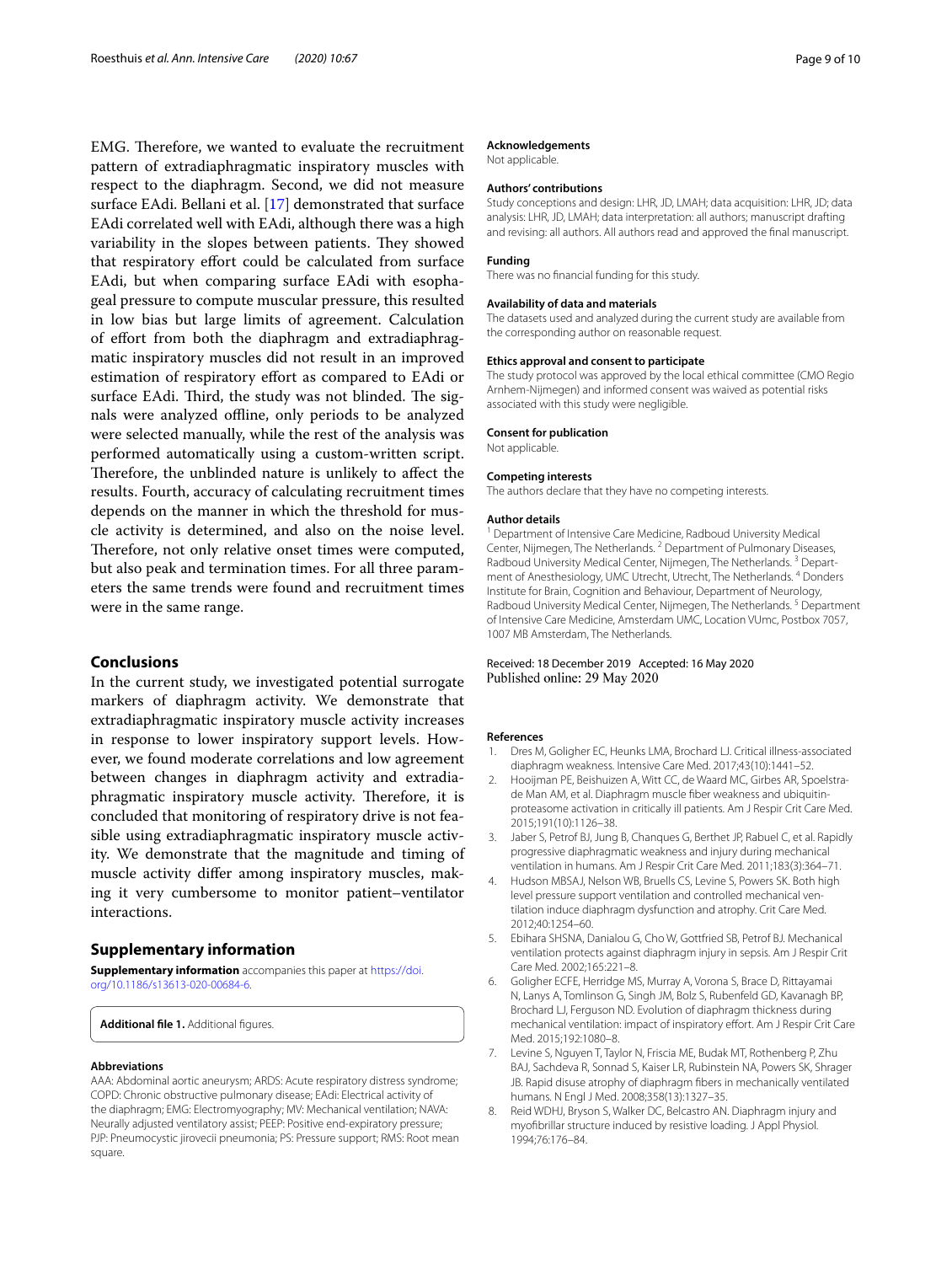EMG. Therefore, we wanted to evaluate the recruitment pattern of extradiaphragmatic inspiratory muscles with respect to the diaphragm. Second, we did not measure surface EAdi. Bellani et al. [17] demonstrated that surface EAdi correlated well with EAdi, although there was a high variability in the slopes between patients. They showed that respiratory effort could be calculated from surface EAdi, but when comparing surface EAdi with esophageal pressure to compute muscular pressure, this resulted in low bias but large limits of agreement. Calculation of effort from both the diaphragm and extradiaphragmatic inspiratory muscles did not result in an improved estimation of respiratory effort as compared to EAdi or surface EAdi. Third, the study was not blinded. The signals were analyzed offline, only periods to be analyzed were selected manually, while the rest of the analysis was performed automatically using a custom-written script. Therefore, the unblinded nature is unlikely to affect the results. Fourth, accuracy of calculating recruitment times depends on the manner in which the threshold for muscle activity is determined, and also on the noise level. Therefore, not only relative onset times were computed, but also peak and termination times. For all three parameters the same trends were found and recruitment times were in the same range.

## Conclusions

In the current study, we investigated potential surrogate markers of diaphragm activity. We demonstrate that extradiaphragmatic inspiratory muscle activity increases in response to lower inspiratory support levels. However, we found moderate correlations and low agreement between changes in diaphragm activity and extradiaphragmatic inspiratory muscle activity. Therefore, it is concluded that monitoring of respiratory drive is not feasible using extradiaphragmatic inspiratory muscle activity. We demonstrate that the magnitude and timing of muscle activity differ among inspiratory muscles, making it very cumbersome to monitor patient–ventilator interactions.

## Supplementary information

**Supplementary information** accompanies this paper at https://doi.org/10.1186/s13613-020-00684-6.

**Additional file 1.** Additional figures.

### Abbreviations

AAA: Abdominal aortic aneurysm; ARDS: Acute respiratory distress syndrome; COPD: Chronic obstructive pulmonary disease; EAdi: Electrical activity of the diaphragm; EMG: Electromyography; MV: Mechanical ventilation; NAVA: Neurally adjusted ventilatory assist; PEEP: Positive end-expiratory pressure; PJP: Pneumocystic jirovecii pneumonia; PS: Pressure support; RMS: Root mean square.

### Acknowledgements

Not applicable.

### Authors' contributions

Study conceptions and design: LHR, JD, LMAH; data acquisition: LHR, JD; data analysis: LHR, JD, LMAH; data interpretation: all authors; manuscript drafting and revising: all authors. All authors read and approved the final manuscript.

### Funding

There was no financial funding for this study.

### Availability of data and materials

The datasets used and analyzed during the current study are available from the corresponding author on reasonable request.

### Ethics approval and consent to participate

The study protocol was approved by the local ethical committee (CMO Regio Arnhem-Nijmegen) and informed consent was waived as potential risks associated with this study were negligible.

### Consent for publication

Not applicable.

### Competing interests

The authors declare that they have no competing interests.

### Author details

[1] Department of Intensive Care Medicine, Radboud University Medical Center, Nijmegen, The Netherlands. [2] Department of Pulmonary Diseases, Radboud University Medical Center, Nijmegen, The Netherlands. [3] Department of Anesthesiology, UMC Utrecht, Utrecht, The Netherlands. [4] Donders Institute for Brain, Cognition and Behaviour, Department of Neurology, Radboud University Medical Center, Nijmegen, The Netherlands. [5] Department of Intensive Care Medicine, Amsterdam UMC, Location VUmc, Postbox 7057, 1007 MB Amsterdam, The Netherlands.

Received: 18 December 2019 Accepted: 16 May 2020
Published online: 29 May 2020

### References

1. Dres M, Goligher EC, Heunks LMA, Brochard LJ. Critical illness-associated diaphragm weakness. Intensive Care Med. 2017;43(10):1441–52.
2. Hooijman PE, Beishuizen A, Witt CC, de Waard MC, Girbes AR, Spoelstra-de Man AM, et al. Diaphragm muscle fiber weakness and ubiquitin-proteasome activation in critically ill patients. Am J Respir Crit Care Med. 2015;191(10):1126–38.
3. Jaber S, Petrof BJ, Jung B, Chanques G, Berthet JP, Rabuel C, et al. Rapidly progressive diaphragmatic weakness and injury during mechanical ventilation in humans. Am J Respir Crit Care Med. 2011;183(3):364–71.
4. Hudson MBSAJ, Nelson WB, Bruells CS, Levine S, Powers SK. Both high level pressure support ventilation and controlled mechanical ventilation induce diaphragm dysfunction and atrophy. Crit Care Med. 2012;40:1254–60.
5. Ebihara SHSNA, Danialou G, Cho W, Gottfried SB, Petrof BJ. Mechanical ventilation protects against diaphragm injury in sepsis. Am J Respir Crit Care Med. 2002;165:221–8.
6. Goligher ECFE, Herridge MS, Murray A, Vorona S, Brace D, Rittayamai N, Lanys A, Tomlinson G, Singh JM, Bolz S, Rubenfeld GD, Kavanagh BP, Brochard LJ, Ferguson ND. Evolution of diaphragm thickness during mechanical ventilation: impact of inspiratory effort. Am J Respir Crit Care Med. 2015;192:1080–8.
7. Levine S, Nguyen T, Taylor N, Friscia ME, Budak MT, Rothenberg P, Zhu BAJ, Sachdeva R, Sonnad S, Kaiser LR, Rubinstein NA, Powers SK, Shrager JB. Rapid disuse atrophy of diaphragm fibers in mechanically ventilated humans. N Engl J Med. 2008;358(13):1327–35.
8. Reid WDHJ, Bryson S, Walker DC, Belcastro AN. Diaphragm injury and myofibrillar structure induced by resistive loading. J Appl Physiol. 1994;76:176–84.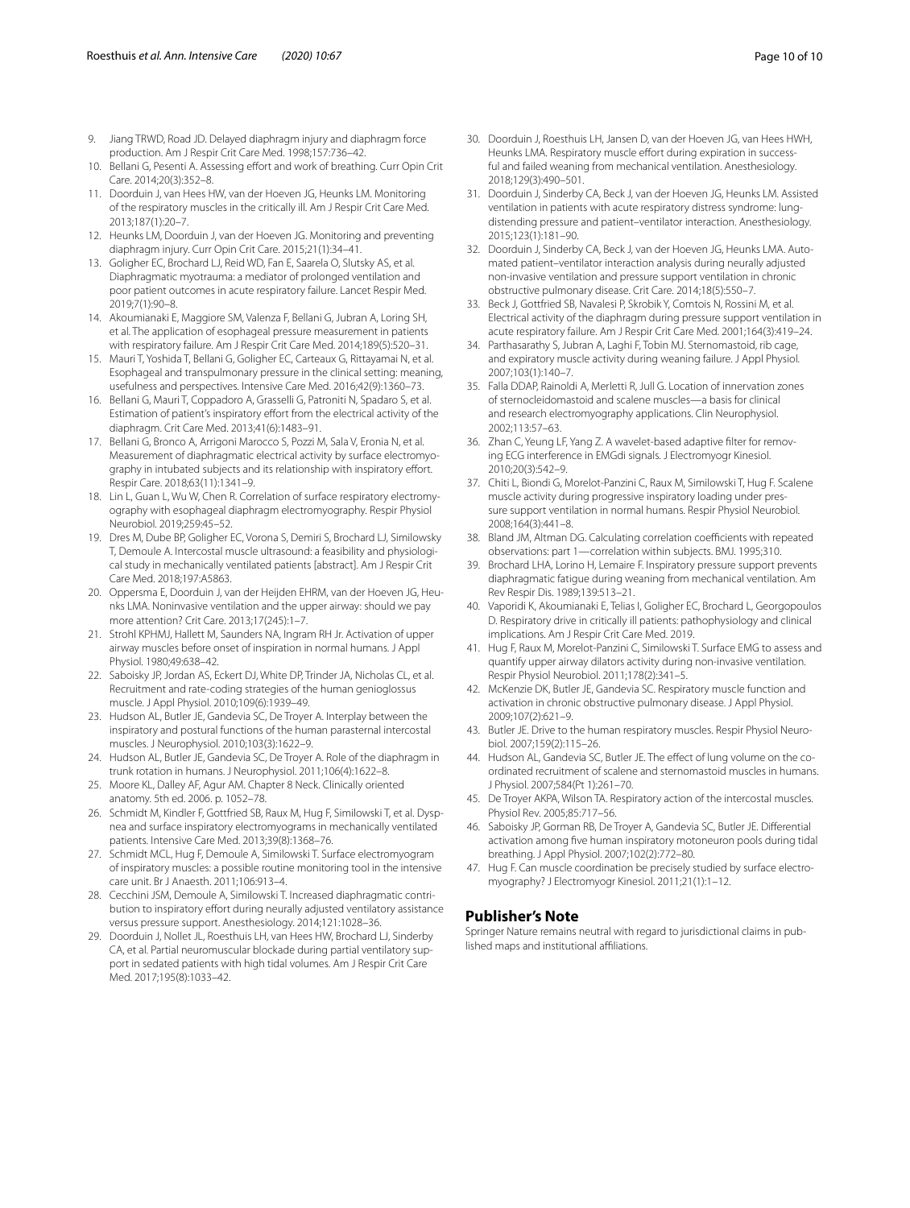9. Jiang TRWD, Road JD. Delayed diaphragm injury and diaphragm force production. Am J Respir Crit Care Med. 1998;157:736–42.
10. Bellani G, Pesenti A. Assessing effort and work of breathing. Curr Opin Crit Care. 2014;20(3):352–8.
11. Doorduin J, van Hees HW, van der Hoeven JG, Heunks LM. Monitoring of the respiratory muscles in the critically ill. Am J Respir Crit Care Med. 2013;187(1):20–7.
12. Heunks LM, Doorduin J, van der Hoeven JG. Monitoring and preventing diaphragm injury. Curr Opin Crit Care. 2015;21(1):34–41.
13. Goligher EC, Brochard LJ, Reid WD, Fan E, Saarela O, Slutsky AS, et al. Diaphragmatic myotrauma: a mediator of prolonged ventilation and poor patient outcomes in acute respiratory failure. Lancet Respir Med. 2019;7(1):90–8.
14. Akoumianaki E, Maggiore SM, Valenza F, Bellani G, Jubran A, Loring SH, et al. The application of esophageal pressure measurement in patients with respiratory failure. Am J Respir Crit Care Med. 2014;189(5):520–31.
15. Mauri T, Yoshida T, Bellani G, Goligher EC, Carteaux G, Rittayamai N, et al. Esophageal and transpulmonary pressure in the clinical setting: meaning, usefulness and perspectives. Intensive Care Med. 2016;42(9):1360–73.
16. Bellani G, Mauri T, Coppadoro A, Grasselli G, Patroniti N, Spadaro S, et al. Estimation of patient's inspiratory effort from the electrical activity of the diaphragm. Crit Care Med. 2013;41(6):1483–91.
17. Bellani G, Bronco A, Arrigoni Marocco S, Pozzi M, Sala V, Eronia N, et al. Measurement of diaphragmatic electrical activity by surface electromyography in intubated subjects and its relationship with inspiratory effort. Respir Care. 2018;63(11):1341–9.
18. Lin L, Guan L, Wu W, Chen R. Correlation of surface respiratory electromyography with esophageal diaphragm electromyography. Respir Physiol Neurobiol. 2019;259:45–52.
19. Dres M, Dube BP, Goligher EC, Vorona S, Demiri S, Brochard LJ, Similowsky T, Demoule A. Intercostal muscle ultrasound: a feasibility and physiological study in mechanically ventilated patients [abstract]. Am J Respir Crit Care Med. 2018;197:A5863.
20. Oppersma E, Doorduin J, van der Heijden EHRM, van der Hoeven JG, Heunks LMA. Noninvasive ventilation and the upper airway: should we pay more attention? Crit Care. 2013;17(245):1–7.
21. Strohl KPHMJ, Hallett M, Saunders NA, Ingram RH Jr. Activation of upper airway muscles before onset of inspiration in normal humans. J Appl Physiol. 1980;49:638–42.
22. Saboisky JP, Jordan AS, Eckert DJ, White DP, Trinder JA, Nicholas CL, et al. Recruitment and rate-coding strategies of the human genioglossus muscle. J Appl Physiol. 2010;109(6):1939–49.
23. Hudson AL, Butler JE, Gandevia SC, De Troyer A. Interplay between the inspiratory and postural functions of the human parasternal intercostal muscles. J Neurophysiol. 2010;103(3):1622–9.
24. Hudson AL, Butler JE, Gandevia SC, De Troyer A. Role of the diaphragm in trunk rotation in humans. J Neurophysiol. 2011;106(4):1622–8.
25. Moore KL, Dalley AF, Agur AM. Chapter 8 Neck. Clinically oriented anatomy. 5th ed. 2006. p. 1052–78.
26. Schmidt M, Kindler F, Gottfried SB, Raux M, Hug F, Similowski T, et al. Dyspnea and surface inspiratory electromyograms in mechanically ventilated patients. Intensive Care Med. 2013;39(8):1368–76.
27. Schmidt MCL, Hug F, Demoule A, Similowski T. Surface electromyogram of inspiratory muscles: a possible routine monitoring tool in the intensive care unit. Br J Anaesth. 2011;106:913–4.
28. Cecchini JSM, Demoule A, Similowski T. Increased diaphragmatic contribution to inspiratory effort during neurally adjusted ventilatory assistance versus pressure support. Anesthesiology. 2014;121:1028–36.
29. Doorduin J, Nollet JL, Roesthuis LH, van Hees HW, Brochard LJ, Sinderby CA, et al. Partial neuromuscular blockade during partial ventilatory support in sedated patients with high tidal volumes. Am J Respir Crit Care Med. 2017;195(8):1033–42.
30. Doorduin J, Roesthuis LH, Jansen D, van der Hoeven JG, van Hees HWH, Heunks LMA. Respiratory muscle effort during expiration in successful and failed weaning from mechanical ventilation. Anesthesiology. 2018;129(3):490–501.
31. Doorduin J, Sinderby CA, Beck J, van der Hoeven JG, Heunks LM. Assisted ventilation in patients with acute respiratory distress syndrome: lung-distending pressure and patient–ventilator interaction. Anesthesiology. 2015;123(1):181–90.
32. Doorduin J, Sinderby CA, Beck J, van der Hoeven JG, Heunks LMA. Automated patient–ventilator interaction analysis during neurally adjusted non-invasive ventilation and pressure support ventilation in chronic obstructive pulmonary disease. Crit Care. 2014;18(5):550–7.
33. Beck J, Gottfried SB, Navalesi P, Skrobik Y, Comtois N, Rossini M, et al. Electrical activity of the diaphragm during pressure support ventilation in acute respiratory failure. Am J Respir Crit Care Med. 2001;164(3):419–24.
34. Parthasarathy S, Jubran A, Laghi F, Tobin MJ. Sternomastoid, rib cage, and expiratory muscle activity during weaning failure. J Appl Physiol. 2007;103(1):140–7.
35. Falla DDAP, Rainoldi A, Merletti R, Jull G. Location of innervation zones of sternocleidomastoid and scalene muscles—a basis for clinical and research electromyography applications. Clin Neurophysiol. 2002;113:57–63.
36. Zhan C, Yeung LF, Yang Z. A wavelet-based adaptive filter for removing ECG interference in EMGdi signals. J Electromyogr Kinesiol. 2010;20(3):542–9.
37. Chiti L, Biondi G, Morelot-Panzini C, Raux M, Similowski T, Hug F. Scalene muscle activity during progressive inspiratory loading under pressure support ventilation in normal humans. Respir Physiol Neurobiol. 2008;164(3):441–8.
38. Bland JM, Altman DG. Calculating correlation coefficients with repeated observations: part 1—correlation within subjects. BMJ. 1995;310.
39. Brochard LHA, Lorino H, Lemaire F. Inspiratory pressure support prevents diaphragmatic fatigue during weaning from mechanical ventilation. Am Rev Respir Dis. 1989;139:513–21.
40. Vaporidi K, Akoumianaki E, Telias I, Goligher EC, Brochard L, Georgopoulos D. Respiratory drive in critically ill patients: pathophysiology and clinical implications. Am J Respir Crit Care Med. 2019.
41. Hug F, Raux M, Morelot-Panzini C, Similowski T. Surface EMG to assess and quantify upper airway dilators activity during non-invasive ventilation. Respir Physiol Neurobiol. 2011;178(2):341–5.
42. McKenzie DK, Butler JE, Gandevia SC. Respiratory muscle function and activation in chronic obstructive pulmonary disease. J Appl Physiol. 2009;107(2):621–9.
43. Butler JE. Drive to the human respiratory muscles. Respir Physiol Neurobiol. 2007;159(2):115–26.
44. Hudson AL, Gandevia SC, Butler JE. The effect of lung volume on the co-ordinated recruitment of scalene and sternomastoid muscles in humans. J Physiol. 2007;584(Pt 1):261–70.
45. De Troyer AKPA, Wilson TA. Respiratory action of the intercostal muscles. Physiol Rev. 2005;85:717–56.
46. Saboisky JP, Gorman RB, De Troyer A, Gandevia SC, Butler JE. Differential activation among five human inspiratory motoneuron pools during tidal breathing. J Appl Physiol. 2007;102(2):772–80.
47. Hug F. Can muscle coordination be precisely studied by surface electromyography? J Electromyogr Kinesiol. 2011;21(1):1–12.

## Publisher's Note

Springer Nature remains neutral with regard to jurisdictional claims in published maps and institutional affiliations.